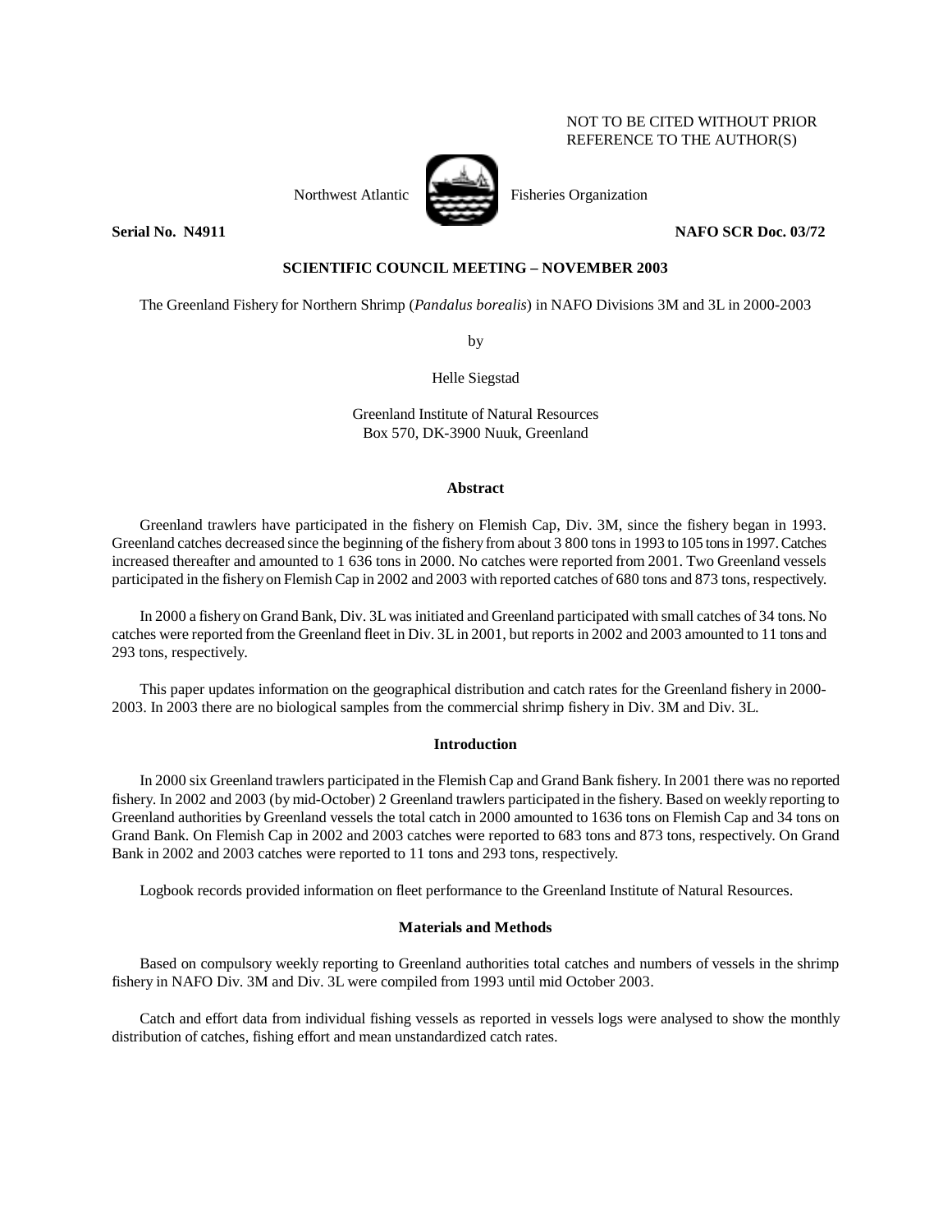NOT TO BE CITED WITHOUT PRIOR REFERENCE TO THE AUTHOR(S)

Northwest Atlantic Fisheries Organization

**Serial No. N4911** **NAFO SCR Doc. 03/72**

**SCIENTIFIC COUNCIL MEETING – NOVEMBER 2003**

The Greenland Fishery for Northern Shrimp (*Pandalus borealis*) in NAFO Divisions 3M and 3L in 2000-2003

by

Helle Siegstad

Greenland Institute of Natural Resources
Box 570, DK-3900 Nuuk, Greenland

## Abstract

Greenland trawlers have participated in the fishery on Flemish Cap, Div. 3M, since the fishery began in 1993. Greenland catches decreased since the beginning of the fishery from about 3 800 tons in 1993 to 105 tons in 1997. Catches increased thereafter and amounted to 1 636 tons in 2000. No catches were reported from 2001. Two Greenland vessels participated in the fishery on Flemish Cap in 2002 and 2003 with reported catches of 680 tons and 873 tons, respectively.

In 2000 a fishery on Grand Bank, Div. 3L was initiated and Greenland participated with small catches of 34 tons. No catches were reported from the Greenland fleet in Div. 3L in 2001, but reports in 2002 and 2003 amounted to 11 tons and 293 tons, respectively.

This paper updates information on the geographical distribution and catch rates for the Greenland fishery in 2000-2003. In 2003 there are no biological samples from the commercial shrimp fishery in Div. 3M and Div. 3L.

## Introduction

In 2000 six Greenland trawlers participated in the Flemish Cap and Grand Bank fishery. In 2001 there was no reported fishery. In 2002 and 2003 (by mid-October) 2 Greenland trawlers participated in the fishery. Based on weekly reporting to Greenland authorities by Greenland vessels the total catch in 2000 amounted to 1636 tons on Flemish Cap and 34 tons on Grand Bank. On Flemish Cap in 2002 and 2003 catches were reported to 683 tons and 873 tons, respectively. On Grand Bank in 2002 and 2003 catches were reported to 11 tons and 293 tons, respectively.

Logbook records provided information on fleet performance to the Greenland Institute of Natural Resources.

## Materials and Methods

Based on compulsory weekly reporting to Greenland authorities total catches and numbers of vessels in the shrimp fishery in NAFO Div. 3M and Div. 3L were compiled from 1993 until mid October 2003.

Catch and effort data from individual fishing vessels as reported in vessels logs were analysed to show the monthly distribution of catches, fishing effort and mean unstandardized catch rates.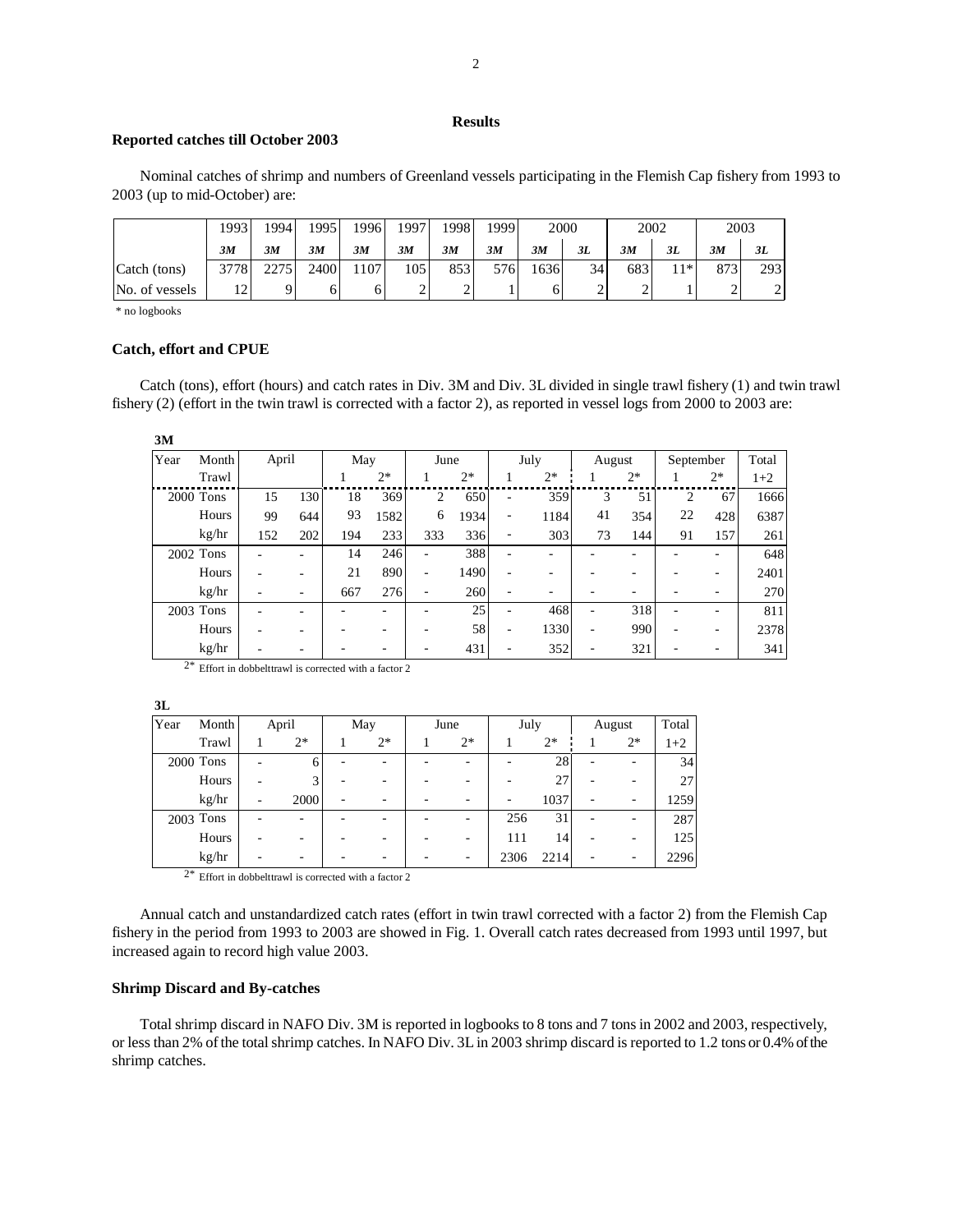## Results

### Reported catches till October 2003

Nominal catches of shrimp and numbers of Greenland vessels participating in the Flemish Cap fishery from 1993 to 2003 (up to mid-October) are:

| | 1993 | 1994 | 1995 | 1996 | 1997 | 1998 | 1999 | 2000 | | 2002 | | 2003 | |
|---|---|---|---|---|---|---|---|---|---|---|---|---|---|
| | ***3M*** | ***3M*** | ***3M*** | ***3M*** | ***3M*** | ***3M*** | ***3M*** | ***3M*** | ***3L*** | ***3M*** | ***3L*** | ***3M*** | ***3L*** |
| Catch (tons) | 3778 | 2275 | 2400 | 1107 | 105 | 853 | 576 | 1636 | 34 | 683 | 11* | 873 | 293 |
| No. of vessels | 12 | 9 | 6 | 6 | 2 | 2 | 1 | 6 | 2 | 2 | 1 | 2 | 2 |

\* no logbooks

### Catch, effort and CPUE

Catch (tons), effort (hours) and catch rates in Div. 3M and Div. 3L divided in single trawl fishery (1) and twin trawl fishery (2) (effort in the twin trawl is corrected with a factor 2), as reported in vessel logs from 2000 to 2003 are:

**3M**

| Year | Month | April | | May | | June | | July | | August | | September | | Total |
|---|---|---|---|---|---|---|---|---|---|---|---|---|---|---|
| | Trawl | | | 1 | 2* | 1 | 2* | 1 | 2* | 1 | 2* | 1 | 2* | 1+2 |
| 2000 | Tons | 15 | 130 | 18 | 369 | 2 | 650 | - | 359 | 3 | 51 | 2 | 67 | 1666 |
| | Hours | 99 | 644 | 93 | 1582 | 6 | 1934 | - | 1184 | 41 | 354 | 22 | 428 | 6387 |
| | kg/hr | 152 | 202 | 194 | 233 | 333 | 336 | - | 303 | 73 | 144 | 91 | 157 | 261 |
| 2002 | Tons | - | - | 14 | 246 | - | 388 | - | - | - | - | - | - | 648 |
| | Hours | - | - | 21 | 890 | - | 1490 | - | - | - | - | - | - | 2401 |
| | kg/hr | - | - | 667 | 276 | - | 260 | - | - | - | - | - | - | 270 |
| 2003 | Tons | - | - | - | - | - | 25 | - | 468 | - | 318 | - | - | 811 |
| | Hours | - | - | - | - | - | 58 | - | 1330 | - | 990 | - | - | 2378 |
| | kg/hr | - | - | - | - | - | 431 | - | 352 | - | 321 | - | - | 341 |

2* Effort in dobbelttrawl is corrected with a factor 2

**3L**

| Year | Month | April | | May | | June | | July | | August | | Total |
|---|---|---|---|---|---|---|---|---|---|---|---|---|
| | Trawl | 1 | 2* | 1 | 2* | 1 | 2* | 1 | 2* | 1 | 2* | 1+2 |
| 2000 | Tons | - | 6 | - | - | - | - | - | 28 | - | - | 34 |
| | Hours | - | 3 | - | - | - | - | - | 27 | - | - | 27 |
| | kg/hr | - | 2000 | - | - | - | - | - | 1037 | - | - | 1259 |
| 2003 | Tons | - | - | - | - | - | - | 256 | 31 | - | - | 287 |
| | Hours | - | - | - | - | - | - | 111 | 14 | - | - | 125 |
| | kg/hr | - | - | - | - | - | - | 2306 | 2214 | - | - | 2296 |

2* Effort in dobbelttrawl is corrected with a factor 2

Annual catch and unstandardized catch rates (effort in twin trawl corrected with a factor 2) from the Flemish Cap fishery in the period from 1993 to 2003 are showed in Fig. 1. Overall catch rates decreased from 1993 until 1997, but increased again to record high value 2003.

### Shrimp Discard and By-catches

Total shrimp discard in NAFO Div. 3M is reported in logbooks to 8 tons and 7 tons in 2002 and 2003, respectively, or less than 2% of the total shrimp catches. In NAFO Div. 3L in 2003 shrimp discard is reported to 1.2 tons or 0.4% of the shrimp catches.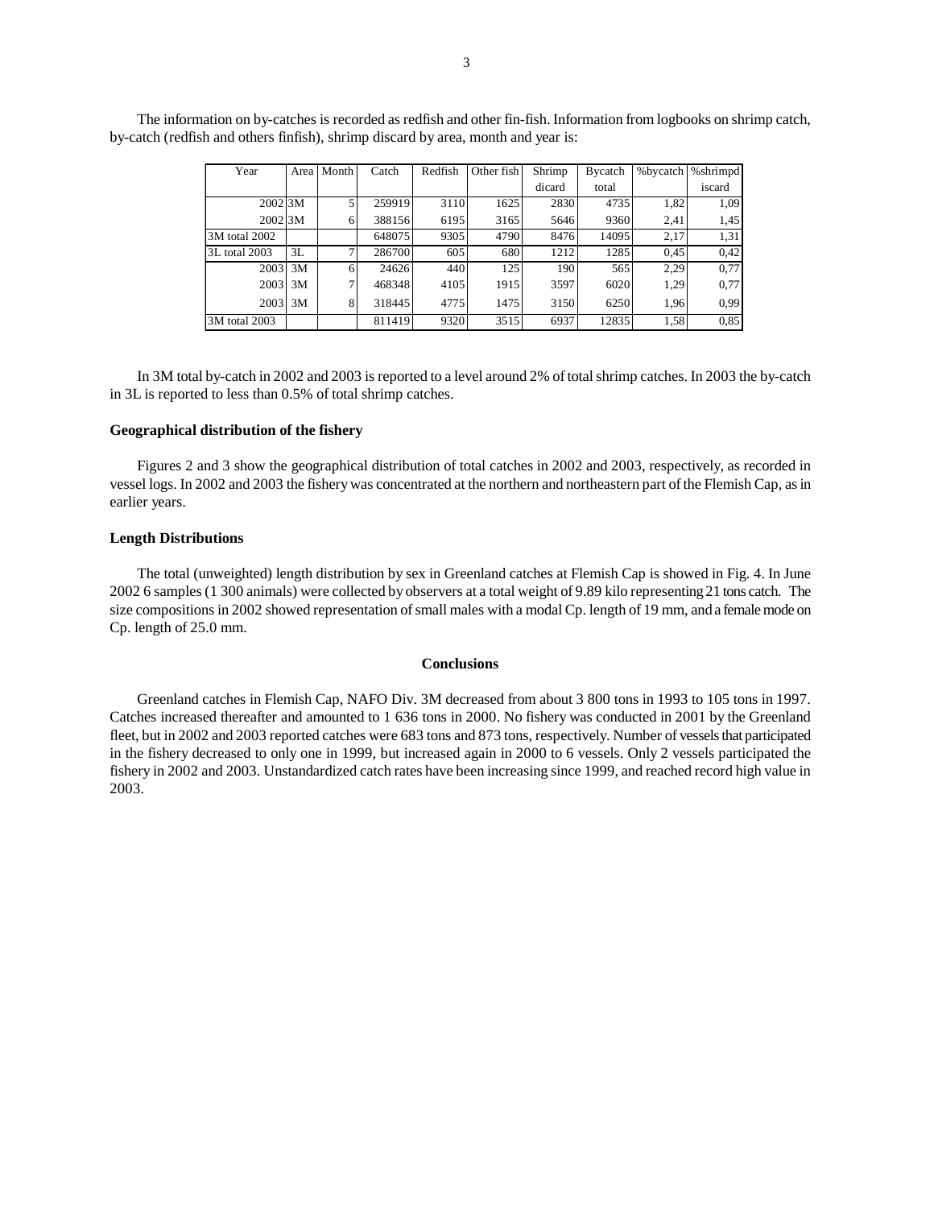The information on by-catches is recorded as redfish and other fin-fish. Information from logbooks on shrimp catch, by-catch (redfish and others finfish), shrimp discard by area, month and year is:

| Year | Area | Month | Catch | Redfish | Other fish | Shrimp dicard | Bycatch total | %bycatch | %shrimpd iscard |
|---|---|---|---|---|---|---|---|---|---|
| 2002 | 3M | 5 | 259919 | 3110 | 1625 | 2830 | 4735 | 1,82 | 1,09 |
| 2002 | 3M | 6 | 388156 | 6195 | 3165 | 5646 | 9360 | 2,41 | 1,45 |
| 3M total 2002 | | | 648075 | 9305 | 4790 | 8476 | 14095 | 2,17 | 1,31 |
| 3L total 2003 | 3L | 7 | 286700 | 605 | 680 | 1212 | 1285 | 0,45 | 0,42 |
| 2003 | 3M | 6 | 24626 | 440 | 125 | 190 | 565 | 2,29 | 0,77 |
| 2003 | 3M | 7 | 468348 | 4105 | 1915 | 3597 | 6020 | 1,29 | 0,77 |
| 2003 | 3M | 8 | 318445 | 4775 | 1475 | 3150 | 6250 | 1,96 | 0,99 |
| 3M total 2003 | | | 811419 | 9320 | 3515 | 6937 | 12835 | 1,58 | 0,85 |

In 3M total by-catch in 2002 and 2003 is reported to a level around 2% of total shrimp catches. In 2003 the by-catch in 3L is reported to less than 0.5% of total shrimp catches.

### Geographical distribution of the fishery

Figures 2 and 3 show the geographical distribution of total catches in 2002 and 2003, respectively, as recorded in vessel logs. In 2002 and 2003 the fishery was concentrated at the northern and northeastern part of the Flemish Cap, as in earlier years.

### Length Distributions

The total (unweighted) length distribution by sex in Greenland catches at Flemish Cap is showed in Fig. 4. In June 2002 6 samples (1 300 animals) were collected by observers at a total weight of 9.89 kilo representing 21 tons catch. The size compositions in 2002 showed representation of small males with a modal Cp. length of 19 mm, and a female mode on Cp. length of 25.0 mm.

## Conclusions

Greenland catches in Flemish Cap, NAFO Div. 3M decreased from about 3 800 tons in 1993 to 105 tons in 1997. Catches increased thereafter and amounted to 1 636 tons in 2000. No fishery was conducted in 2001 by the Greenland fleet, but in 2002 and 2003 reported catches were 683 tons and 873 tons, respectively. Number of vessels that participated in the fishery decreased to only one in 1999, but increased again in 2000 to 6 vessels. Only 2 vessels participated the fishery in 2002 and 2003. Unstandardized catch rates have been increasing since 1999, and reached record high value in 2003.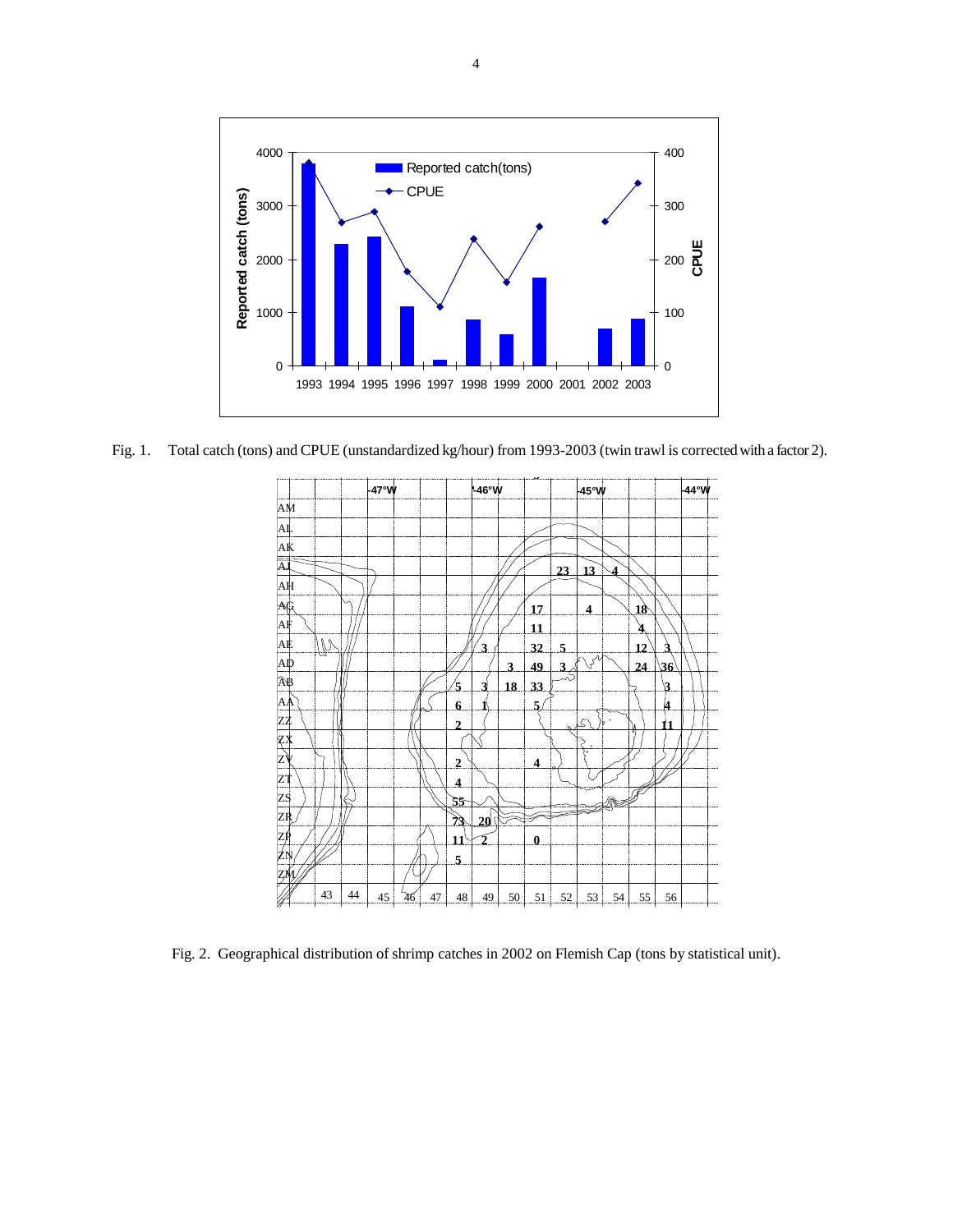Fig. 1. Total catch (tons) and CPUE (unstandardized kg/hour) from 1993-2003 (twin trawl is corrected with a factor 2).

Fig. 2. Geographical distribution of shrimp catches in 2002 on Flemish Cap (tons by statistical unit).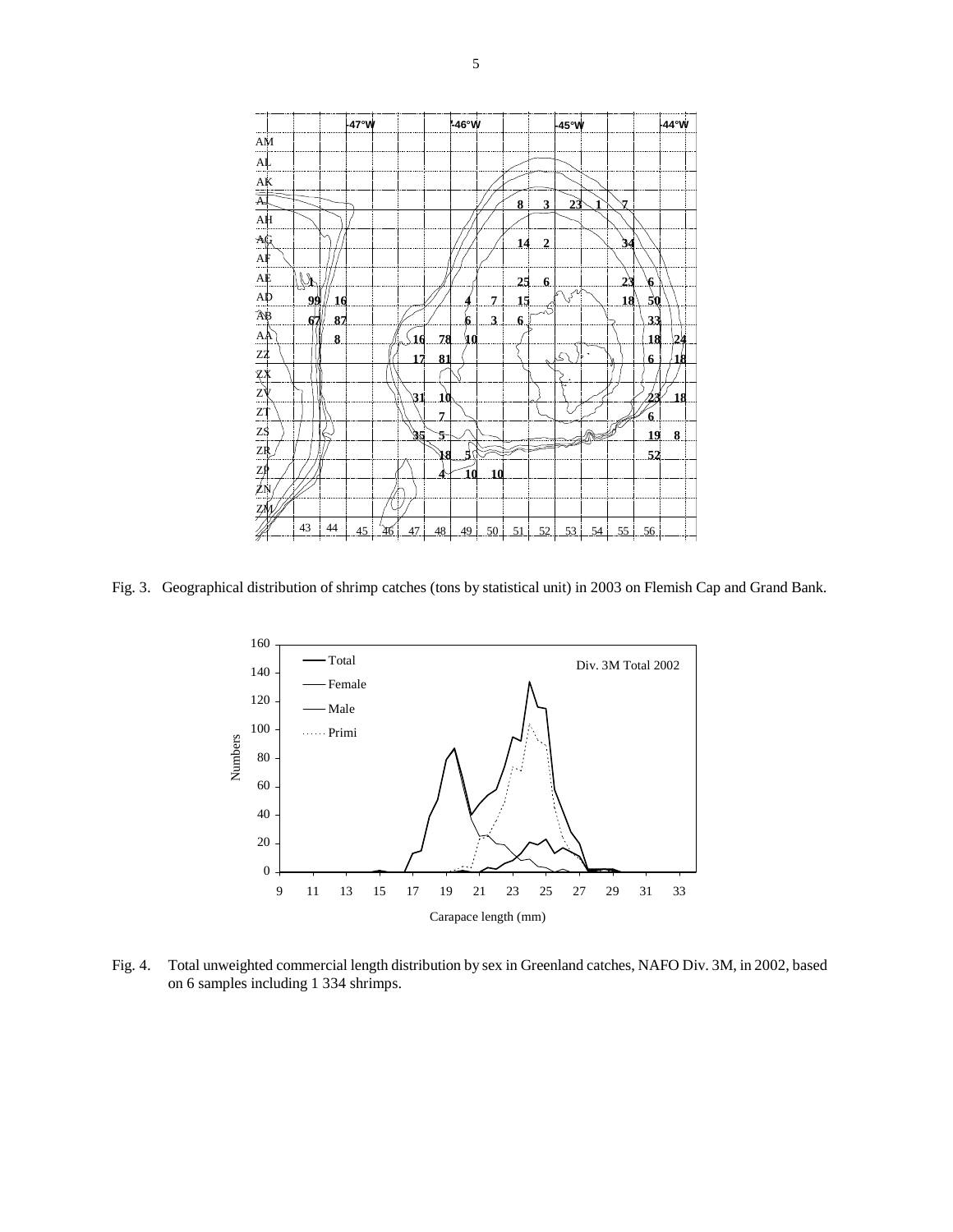-47°W

-46°W

-45°W

-44°W

AM
AL
AK
AJ
AH
AG
AF
AE
AD
AB
AA
ZZ
ZX
ZV
ZT
ZS
ZR
ZP
ZN
ZM

43 44 45 46 47 48 49 50 51 52 53 54 55 56

8 3 23 1 7
14 2 34
1 25 6 23 6
99 16 4 7 15 18 50
67 87 6 3 6 33
8 16 78 10 18 24
17 81 6 18
31 10 23 18
7 6
35 5 19 8
18 5 52
4 10 10

Fig. 3. Geographical distribution of shrimp catches (tons by statistical unit) in 2003 on Flemish Cap and Grand Bank.

Div. 3M Total 2002

Total
Female
Male
Primi

Numbers

0
20
40
60
80
100
120
140
160

9 11 13 15 17 19 21 23 25 27 29 31 33

Carapace length (mm)

Fig. 4. Total unweighted commercial length distribution by sex in Greenland catches, NAFO Div. 3M, in 2002, based on 6 samples including 1 334 shrimps.